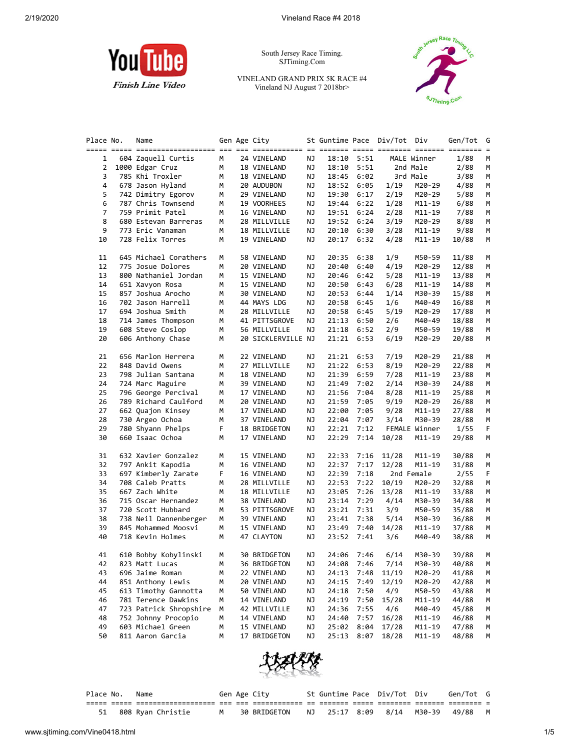South Jersey Race Timing.
SJTiming.Com

VINELAND GRAND PRIX 5K RACE #4
Vineland NJ August 7 2018br>

YouTube Finish Line Video

| Place | No. | Name | Gen | Age | City | St | Guntime | Pace | Div/Tot | Div | Gen/Tot | G |
|---|---|---|---|---|---|---|---|---|---|---|---|---|
| 1 | 604 | Zaquell Curtis | M | 24 | VINELAND | NJ | 18:10 | 5:51 | MALE | Winner | 1/88 | M |
| 2 | 1000 | Edgar Cruz | M | 18 | VINELAND | NJ | 18:10 | 5:51 | 2nd | Male | 2/88 | M |
| 3 | 785 | Khi Troxler | M | 18 | VINELAND | NJ | 18:45 | 6:02 | 3rd | Male | 3/88 | M |
| 4 | 678 | Jason Hyland | M | 20 | AUDUBON | NJ | 18:52 | 6:05 | 1/19 | M20-29 | 4/88 | M |
| 5 | 742 | Dimitry Egorov | M | 29 | VINELAND | NJ | 19:30 | 6:17 | 2/19 | M20-29 | 5/88 | M |
| 6 | 787 | Chris Townsend | M | 19 | VOORHEES | NJ | 19:44 | 6:22 | 1/28 | M11-19 | 6/88 | M |
| 7 | 759 | Primit Patel | M | 16 | VINELAND | NJ | 19:51 | 6:24 | 2/28 | M11-19 | 7/88 | M |
| 8 | 680 | Estevan Barreras | M | 28 | MILLVILLE | NJ | 19:52 | 6:24 | 3/19 | M20-29 | 8/88 | M |
| 9 | 773 | Eric Vanaman | M | 18 | MILLVILLE | NJ | 20:10 | 6:30 | 3/28 | M11-19 | 9/88 | M |
| 10 | 728 | Felix Torres | M | 19 | VINELAND | NJ | 20:17 | 6:32 | 4/28 | M11-19 | 10/88 | M |
| 11 | 645 | Michael Corathers | M | 58 | VINELAND | NJ | 20:35 | 6:38 | 1/9 | M50-59 | 11/88 | M |
| 12 | 775 | Josue Dolores | M | 20 | VINELAND | NJ | 20:40 | 6:40 | 4/19 | M20-29 | 12/88 | M |
| 13 | 800 | Nathaniel Jordan | M | 15 | VINELAND | NJ | 20:46 | 6:42 | 5/28 | M11-19 | 13/88 | M |
| 14 | 651 | Xavyon Rosa | M | 15 | VINELAND | NJ | 20:50 | 6:43 | 6/28 | M11-19 | 14/88 | M |
| 15 | 857 | Joshua Arocho | M | 30 | VINELAND | NJ | 20:53 | 6:44 | 1/14 | M30-39 | 15/88 | M |
| 16 | 702 | Jason Harrell | M | 44 | MAYS LDG | NJ | 20:58 | 6:45 | 1/6 | M40-49 | 16/88 | M |
| 17 | 694 | Joshua Smith | M | 28 | MILLVILLE | NJ | 20:58 | 6:45 | 5/19 | M20-29 | 17/88 | M |
| 18 | 714 | James Thompson | M | 41 | PITTSGROVE | NJ | 21:13 | 6:50 | 2/6 | M40-49 | 18/88 | M |
| 19 | 608 | Steve Coslop | M | 56 | MILLVILLE | NJ | 21:18 | 6:52 | 2/9 | M50-59 | 19/88 | M |
| 20 | 606 | Anthony Chase | M | 20 | SICKLERVILLE | NJ | 21:21 | 6:53 | 6/19 | M20-29 | 20/88 | M |
| 21 | 656 | Marlon Herrera | M | 22 | VINELAND | NJ | 21:21 | 6:53 | 7/19 | M20-29 | 21/88 | M |
| 22 | 848 | David Owens | M | 27 | MILLVILLE | NJ | 21:22 | 6:53 | 8/19 | M20-29 | 22/88 | M |
| 23 | 798 | Julian Santana | M | 18 | VINELAND | NJ | 21:39 | 6:59 | 7/28 | M11-19 | 23/88 | M |
| 24 | 724 | Marc Maguire | M | 39 | VINELAND | NJ | 21:49 | 7:02 | 2/14 | M30-39 | 24/88 | M |
| 25 | 796 | George Percival | M | 17 | VINELAND | NJ | 21:56 | 7:04 | 8/28 | M11-19 | 25/88 | M |
| 26 | 789 | Richard Caulford | M | 20 | VINELAND | NJ | 21:59 | 7:05 | 9/19 | M20-29 | 26/88 | M |
| 27 | 662 | Quajon Kinsey | M | 17 | VINELAND | NJ | 22:00 | 7:05 | 9/28 | M11-19 | 27/88 | M |
| 28 | 730 | Argeo Ochoa | M | 37 | VINELAND | NJ | 22:04 | 7:07 | 3/14 | M30-39 | 28/88 | M |
| 29 | 780 | Shyann Phelps | F | 18 | BRIDGETON | NJ | 22:21 | 7:12 | FEMALE | Winner | 1/55 | F |
| 30 | 660 | Isaac Ochoa | M | 17 | VINELAND | NJ | 22:29 | 7:14 | 10/28 | M11-19 | 29/88 | M |
| 31 | 632 | Xavier Gonzalez | M | 15 | VINELAND | NJ | 22:33 | 7:16 | 11/28 | M11-19 | 30/88 | M |
| 32 | 797 | Ankit Kapodia | M | 16 | VINELAND | NJ | 22:37 | 7:17 | 12/28 | M11-19 | 31/88 | M |
| 33 | 697 | Kimberly Zarate | F | 16 | VINELAND | NJ | 22:39 | 7:18 | 2nd | Female | 2/55 | F |
| 34 | 708 | Caleb Pratts | M | 28 | MILLVILLE | NJ | 22:53 | 7:22 | 10/19 | M20-29 | 32/88 | M |
| 35 | 667 | Zach White | M | 18 | MILLVILLE | NJ | 23:05 | 7:26 | 13/28 | M11-19 | 33/88 | M |
| 36 | 715 | Oscar Hernandez | M | 38 | VINELAND | NJ | 23:14 | 7:29 | 4/14 | M30-39 | 34/88 | M |
| 37 | 720 | Scott Hubbard | M | 53 | PITTSGROVE | NJ | 23:21 | 7:31 | 3/9 | M50-59 | 35/88 | M |
| 38 | 738 | Neil Dannenberger | M | 39 | VINELAND | NJ | 23:41 | 7:38 | 5/14 | M30-39 | 36/88 | M |
| 39 | 845 | Mohammed Moosvi | M | 15 | VINELAND | NJ | 23:49 | 7:40 | 14/28 | M11-19 | 37/88 | M |
| 40 | 718 | Kevin Holmes | M | 47 | CLAYTON | NJ | 23:52 | 7:41 | 3/6 | M40-49 | 38/88 | M |
| 41 | 610 | Bobby Kobylinski | M | 30 | BRIDGETON | NJ | 24:06 | 7:46 | 6/14 | M30-39 | 39/88 | M |
| 42 | 823 | Matt Lucas | M | 36 | BRIDGETON | NJ | 24:08 | 7:46 | 7/14 | M30-39 | 40/88 | M |
| 43 | 696 | Jaime Roman | M | 22 | VINELAND | NJ | 24:13 | 7:48 | 11/19 | M20-29 | 41/88 | M |
| 44 | 851 | Anthony Lewis | M | 20 | VINELAND | NJ | 24:15 | 7:49 | 12/19 | M20-29 | 42/88 | M |
| 45 | 613 | Timothy Gannotta | M | 50 | VINELAND | NJ | 24:18 | 7:50 | 4/9 | M50-59 | 43/88 | M |
| 46 | 781 | Terence Dawkins | M | 14 | VINELAND | NJ | 24:19 | 7:50 | 15/28 | M11-19 | 44/88 | M |
| 47 | 723 | Patrick Shropshire | M | 42 | MILLVILLE | NJ | 24:36 | 7:55 | 4/6 | M40-49 | 45/88 | M |
| 48 | 752 | Johnny Procopio | M | 14 | VINELAND | NJ | 24:40 | 7:57 | 16/28 | M11-19 | 46/88 | M |
| 49 | 603 | Michael Green | M | 15 | VINELAND | NJ | 25:02 | 8:04 | 17/28 | M11-19 | 47/88 | M |
| 50 | 811 | Aaron Garcia | M | 17 | BRIDGETON | NJ | 25:13 | 8:07 | 18/28 | M11-19 | 48/88 | M |
| 51 | 808 | Ryan Christie | M | 30 | BRIDGETON | NJ | 25:17 | 8:09 | 8/14 | M30-39 | 49/88 | M |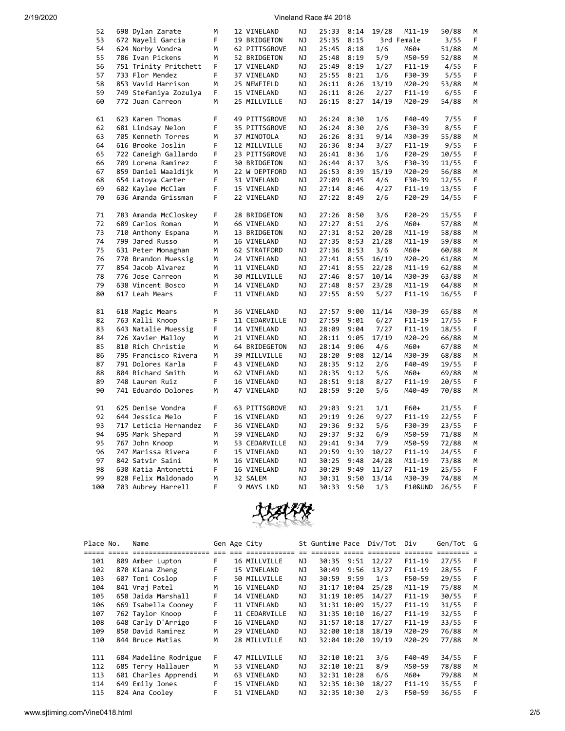| Place | No. | Name | Gen | Age | City | St | Guntime | Pace | Div/Tot | Div | Gen/Tot | G |
|---|---|---|---|---|---|---|---|---|---|---|---|---|
| 52 | 698 | Dylan Zarate | M | 12 | VINELAND | NJ | 25:33 | 8:14 | 19/28 | M11-19 | 50/88 | M |
| 53 | 672 | Nayeli Garcia | F | 19 | BRIDGETON | NJ | 25:35 | 8:15 | | 3rd Female | 3/55 | F |
| 54 | 624 | Norby Vondra | M | 62 | PITTSGROVE | NJ | 25:45 | 8:18 | 1/6 | M60+ | 51/88 | M |
| 55 | 786 | Ivan Pickens | M | 52 | BRIDGETON | NJ | 25:48 | 8:19 | 5/9 | M50-59 | 52/88 | M |
| 56 | 751 | Trinity Pritchett | F | 17 | VINELAND | NJ | 25:49 | 8:19 | 1/27 | F11-19 | 4/55 | F |
| 57 | 733 | Flor Mendez | F | 37 | VINELAND | NJ | 25:55 | 8:21 | 1/6 | F30-39 | 5/55 | F |
| 58 | 853 | Vavid Harrison | M | 25 | NEWFIELD | NJ | 26:11 | 8:26 | 13/19 | M20-29 | 53/88 | M |
| 59 | 749 | Stefaniya Zozulya | F | 15 | VINELAND | NJ | 26:11 | 8:26 | 2/27 | F11-19 | 6/55 | F |
| 60 | 772 | Juan Carreon | M | 25 | MILLVILLE | NJ | 26:15 | 8:27 | 14/19 | M20-29 | 54/88 | M |
| 61 | 623 | Karen Thomas | F | 49 | PITTSGROVE | NJ | 26:24 | 8:30 | 1/6 | F40-49 | 7/55 | F |
| 62 | 681 | Lindsay Nelon | F | 35 | PITTSGROVE | NJ | 26:24 | 8:30 | 2/6 | F30-39 | 8/55 | F |
| 63 | 705 | Kenneth Torres | M | 37 | MINOTOLA | NJ | 26:26 | 8:31 | 9/14 | M30-39 | 55/88 | M |
| 64 | 616 | Brooke Joslin | F | 12 | MILLVILLE | NJ | 26:36 | 8:34 | 3/27 | F11-19 | 9/55 | F |
| 65 | 722 | Caneigh Gallardo | F | 23 | PITTSGROVE | NJ | 26:41 | 8:36 | 1/6 | F20-29 | 10/55 | F |
| 66 | 709 | Lorena Ramirez | F | 30 | BRIDGETON | NJ | 26:44 | 8:37 | 3/6 | F30-39 | 11/55 | F |
| 67 | 859 | Daniel Waaldijk | M | 22 | W DEPTFORD | NJ | 26:53 | 8:39 | 15/19 | M20-29 | 56/88 | M |
| 68 | 654 | Latoya Carter | F | 31 | VINELAND | NJ | 27:09 | 8:45 | 4/6 | F30-39 | 12/55 | F |
| 69 | 602 | Kaylee McClam | F | 15 | VINELAND | NJ | 27:14 | 8:46 | 4/27 | F11-19 | 13/55 | F |
| 70 | 636 | Amanda Grissman | F | 22 | VINELAND | NJ | 27:22 | 8:49 | 2/6 | F20-29 | 14/55 | F |
| 71 | 783 | Amanda McCloskey | F | 28 | BRIDGETON | NJ | 27:26 | 8:50 | 3/6 | F20-29 | 15/55 | F |
| 72 | 689 | Carlos Roman | M | 66 | VINELAND | NJ | 27:27 | 8:51 | 2/6 | M60+ | 57/88 | M |
| 73 | 710 | Anthony Espana | M | 13 | BRIDGETON | NJ | 27:31 | 8:52 | 20/28 | M11-19 | 58/88 | M |
| 74 | 799 | Jared Russo | M | 16 | VINELAND | NJ | 27:35 | 8:53 | 21/28 | M11-19 | 59/88 | M |
| 75 | 631 | Peter Monaghan | M | 62 | STRATFORD | NJ | 27:36 | 8:53 | 3/6 | M60+ | 60/88 | M |
| 76 | 770 | Brandon Muessig | M | 24 | VINELAND | NJ | 27:41 | 8:55 | 16/19 | M20-29 | 61/88 | M |
| 77 | 854 | Jacob Alvarez | M | 11 | VINELAND | NJ | 27:41 | 8:55 | 22/28 | M11-19 | 62/88 | M |
| 78 | 776 | Jose Carreon | M | 30 | MILLVILLE | NJ | 27:46 | 8:57 | 10/14 | M30-39 | 63/88 | M |
| 79 | 638 | Vincent Bosco | M | 14 | VINELAND | NJ | 27:48 | 8:57 | 23/28 | M11-19 | 64/88 | M |
| 80 | 617 | Leah Mears | F | 11 | VINELAND | NJ | 27:55 | 8:59 | 5/27 | F11-19 | 16/55 | F |
| 81 | 618 | Magic Mears | M | 36 | VINELAND | NJ | 27:57 | 9:00 | 11/14 | M30-39 | 65/88 | M |
| 82 | 763 | Kalli Knoop | F | 11 | CEDARVILLE | NJ | 27:59 | 9:01 | 6/27 | F11-19 | 17/55 | F |
| 83 | 643 | Natalie Muessig | F | 14 | VINELAND | NJ | 28:09 | 9:04 | 7/27 | F11-19 | 18/55 | F |
| 84 | 726 | Xavier Malloy | M | 21 | VINELAND | NJ | 28:11 | 9:05 | 17/19 | M20-29 | 66/88 | M |
| 85 | 810 | Rich Christie | M | 64 | BRIDGETON | NJ | 28:14 | 9:06 | 4/6 | M60+ | 67/88 | M |
| 86 | 795 | Francisco Rivera | M | 39 | MILLVILLE | NJ | 28:20 | 9:08 | 12/14 | M30-39 | 68/88 | M |
| 87 | 791 | Dolores Karla | F | 43 | VINELAND | NJ | 28:35 | 9:12 | 2/6 | F40-49 | 19/55 | F |
| 88 | 804 | Richard Smith | M | 62 | VINELAND | NJ | 28:35 | 9:12 | 5/6 | M60+ | 69/88 | M |
| 89 | 748 | Lauren Ruiz | F | 16 | VINELAND | NJ | 28:51 | 9:18 | 8/27 | F11-19 | 20/55 | F |
| 90 | 741 | Eduardo Dolores | M | 47 | VINELAND | NJ | 28:59 | 9:20 | 5/6 | M40-49 | 70/88 | M |
| 91 | 625 | Denise Vondra | F | 63 | PITTSGROVE | NJ | 29:03 | 9:21 | 1/1 | F60+ | 21/55 | F |
| 92 | 644 | Jessica Melo | F | 16 | VINELAND | NJ | 29:19 | 9:26 | 9/27 | F11-19 | 22/55 | F |
| 93 | 717 | Leticia Hernandez | F | 36 | VINELAND | NJ | 29:36 | 9:32 | 5/6 | F30-39 | 23/55 | F |
| 94 | 695 | Mark Shepard | M | 59 | VINELAND | NJ | 29:37 | 9:32 | 6/9 | M50-59 | 71/88 | M |
| 95 | 767 | John Knoop | M | 53 | CEDARVILLE | NJ | 29:41 | 9:34 | 7/9 | M50-59 | 72/88 | M |
| 96 | 747 | Marissa Rivera | F | 15 | VINELAND | NJ | 29:59 | 9:39 | 10/27 | F11-19 | 24/55 | F |
| 97 | 842 | Satvir Saini | M | 16 | VINELAND | NJ | 30:25 | 9:48 | 24/28 | M11-19 | 73/88 | M |
| 98 | 630 | Katia Antonetti | F | 16 | VINELAND | NJ | 30:29 | 9:49 | 11/27 | F11-19 | 25/55 | F |
| 99 | 828 | Felix Maldonado | M | 32 | SALEM | NJ | 30:31 | 9:50 | 13/14 | M30-39 | 74/88 | M |
| 100 | 703 | Aubrey Harrell | F | 9 | MAYS LND | NJ | 30:33 | 9:50 | 1/3 | F10&UND | 26/55 | F |
| 101 | 809 | Amber Lupton | F | 16 | MILLVILLE | NJ | 30:35 | 9:51 | 12/27 | F11-19 | 27/55 | F |
| 102 | 870 | Kiana Zheng | F | 15 | VINELAND | NJ | 30:49 | 9:56 | 13/27 | F11-19 | 28/55 | F |
| 103 | 607 | Toni Coslop | F | 50 | MILLVILLE | NJ | 30:59 | 9:59 | 1/3 | F50-59 | 29/55 | F |
| 104 | 841 | Vraj Patel | M | 16 | VINELAND | NJ | 31:17 | 10:04 | 25/28 | M11-19 | 75/88 | M |
| 105 | 658 | Jaida Marshall | F | 14 | VINELAND | NJ | 31:19 | 10:05 | 14/27 | F11-19 | 30/55 | F |
| 106 | 669 | Isabella Cooney | F | 11 | VINELAND | NJ | 31:31 | 10:09 | 15/27 | F11-19 | 31/55 | F |
| 107 | 762 | Taylor Knoop | F | 11 | CEDARVILLE | NJ | 31:35 | 10:10 | 16/27 | F11-19 | 32/55 | F |
| 108 | 648 | Carly D'Arrigo | F | 16 | VINELAND | NJ | 31:57 | 10:18 | 17/27 | F11-19 | 33/55 | F |
| 109 | 850 | David Ramirez | M | 29 | VINELAND | NJ | 32:00 | 10:18 | 18/19 | M20-29 | 76/88 | M |
| 110 | 844 | Bruce Matias | M | 28 | MILLVILLE | NJ | 32:04 | 10:20 | 19/19 | M20-29 | 77/88 | M |
| 111 | 684 | Madeline Rodrigue | F | 47 | MILLVILLE | NJ | 32:10 | 10:21 | 3/6 | F40-49 | 34/55 | F |
| 112 | 685 | Terry Hallauer | M | 53 | VINELAND | NJ | 32:10 | 10:21 | 8/9 | M50-59 | 78/88 | M |
| 113 | 601 | Charles Apprendi | M | 63 | VINELAND | NJ | 32:31 | 10:28 | 6/6 | M60+ | 79/88 | M |
| 114 | 649 | Emily Jones | F | 15 | VINELAND | NJ | 32:35 | 10:30 | 18/27 | F11-19 | 35/55 | F |
| 115 | 824 | Ana Cooley | F | 51 | VINELAND | NJ | 32:35 | 10:30 | 2/3 | F50-59 | 36/55 | F |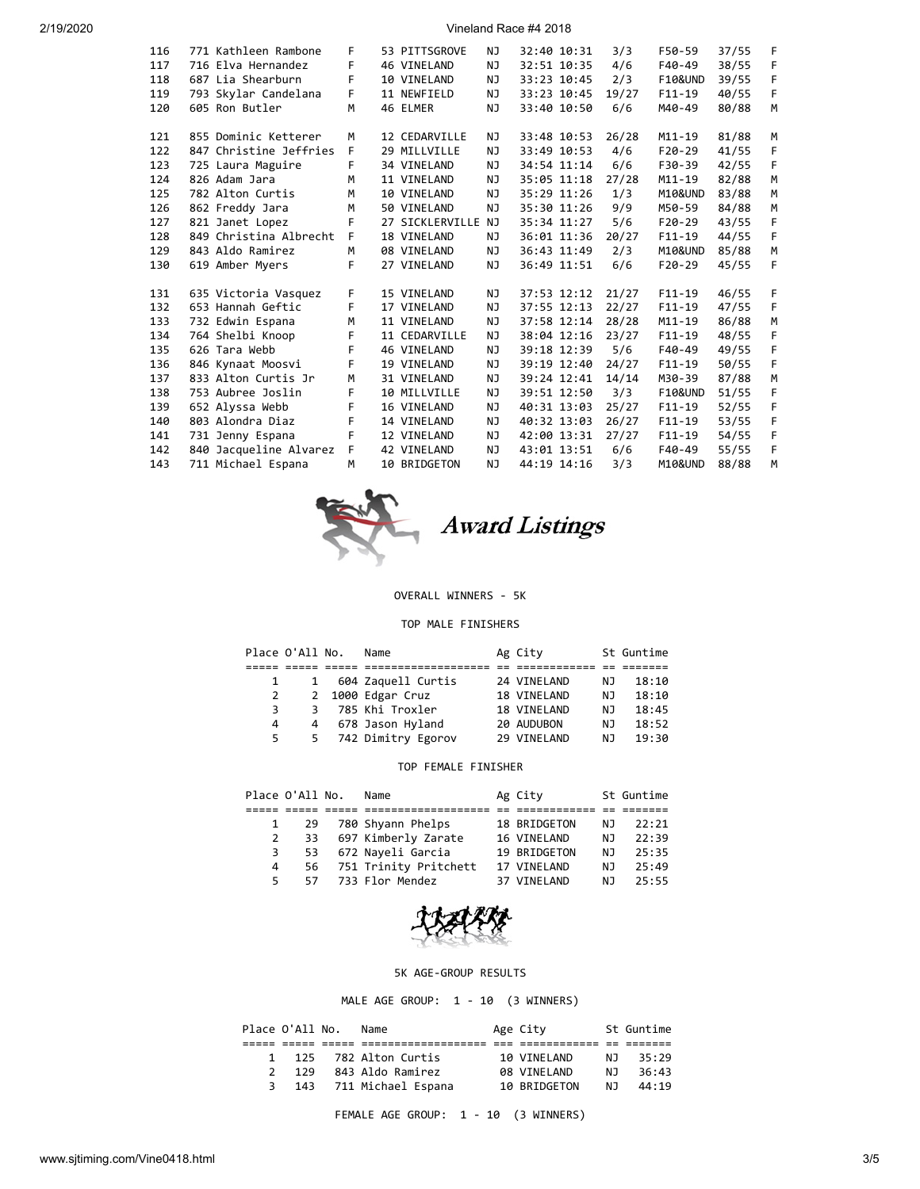| Place | No. | Name | Sex | Age | City | St | Time | Pace | Div Place | Division | Sex Place | Sex |
|---|---|---|---|---|---|---|---|---|---|---|---|---|
| 116 | 771 | Kathleen Rambone | F | 53 | PITTSGROVE | NJ | 32:40 | 10:31 | 3/3 | F50-59 | 37/55 | F |
| 117 | 716 | Elva Hernandez | F | 46 | VINELAND | NJ | 32:51 | 10:35 | 4/6 | F40-49 | 38/55 | F |
| 118 | 687 | Lia Shearburn | F | 10 | VINELAND | NJ | 33:23 | 10:45 | 2/3 | F10&UND | 39/55 | F |
| 119 | 793 | Skylar Candelana | F | 11 | NEWFIELD | NJ | 33:23 | 10:45 | 19/27 | F11-19 | 40/55 | F |
| 120 | 605 | Ron Butler | M | 46 | ELMER | NJ | 33:40 | 10:50 | 6/6 | M40-49 | 80/88 | M |
| 121 | 855 | Dominic Ketterer | M | 12 | CEDARVILLE | NJ | 33:48 | 10:53 | 26/28 | M11-19 | 81/88 | M |
| 122 | 847 | Christine Jeffries | F | 29 | MILLVILLE | NJ | 33:49 | 10:53 | 4/6 | F20-29 | 41/55 | F |
| 123 | 725 | Laura Maguire | F | 34 | VINELAND | NJ | 34:54 | 11:14 | 6/6 | F30-39 | 42/55 | F |
| 124 | 826 | Adam Jara | M | 11 | VINELAND | NJ | 35:05 | 11:18 | 27/28 | M11-19 | 82/88 | M |
| 125 | 782 | Alton Curtis | M | 10 | VINELAND | NJ | 35:29 | 11:26 | 1/3 | M10&UND | 83/88 | M |
| 126 | 862 | Freddy Jara | M | 50 | VINELAND | NJ | 35:30 | 11:26 | 9/9 | M50-59 | 84/88 | M |
| 127 | 821 | Janet Lopez | F | 27 | SICKLERVILLE | NJ | 35:34 | 11:27 | 5/6 | F20-29 | 43/55 | F |
| 128 | 849 | Christina Albrecht | F | 18 | VINELAND | NJ | 36:01 | 11:36 | 20/27 | F11-19 | 44/55 | F |
| 129 | 843 | Aldo Ramirez | M | 08 | VINELAND | NJ | 36:43 | 11:49 | 2/3 | M10&UND | 85/88 | M |
| 130 | 619 | Amber Myers | F | 27 | VINELAND | NJ | 36:49 | 11:51 | 6/6 | F20-29 | 45/55 | F |
| 131 | 635 | Victoria Vasquez | F | 15 | VINELAND | NJ | 37:53 | 12:12 | 21/27 | F11-19 | 46/55 | F |
| 132 | 653 | Hannah Geftic | F | 17 | VINELAND | NJ | 37:55 | 12:13 | 22/27 | F11-19 | 47/55 | F |
| 133 | 732 | Edwin Espana | M | 11 | VINELAND | NJ | 37:58 | 12:14 | 28/28 | M11-19 | 86/88 | M |
| 134 | 764 | Shelbi Knoop | F | 11 | CEDARVILLE | NJ | 38:04 | 12:16 | 23/27 | F11-19 | 48/55 | F |
| 135 | 626 | Tara Webb | F | 46 | VINELAND | NJ | 39:18 | 12:39 | 5/6 | F40-49 | 49/55 | F |
| 136 | 846 | Kynaat Moosvi | F | 19 | VINELAND | NJ | 39:19 | 12:40 | 24/27 | F11-19 | 50/55 | F |
| 137 | 833 | Alton Curtis Jr | M | 31 | VINELAND | NJ | 39:24 | 12:41 | 14/14 | M30-39 | 87/88 | M |
| 138 | 753 | Aubree Joslin | F | 10 | MILLVILLE | NJ | 39:51 | 12:50 | 3/3 | F10&UND | 51/55 | F |
| 139 | 652 | Alyssa Webb | F | 16 | VINELAND | NJ | 40:31 | 13:03 | 25/27 | F11-19 | 52/55 | F |
| 140 | 803 | Alondra Diaz | F | 14 | VINELAND | NJ | 40:32 | 13:03 | 26/27 | F11-19 | 53/55 | F |
| 141 | 731 | Jenny Espana | F | 12 | VINELAND | NJ | 42:00 | 13:31 | 27/27 | F11-19 | 54/55 | F |
| 142 | 840 | Jacqueline Alvarez | F | 42 | VINELAND | NJ | 43:01 | 13:51 | 6/6 | F40-49 | 55/55 | F |
| 143 | 711 | Michael Espana | M | 10 | BRIDGETON | NJ | 44:19 | 14:16 | 3/3 | M10&UND | 88/88 | M |

# Award Listings

OVERALL WINNERS - 5K

TOP MALE FINISHERS

| Place | O'All | No. | Name | Ag | City | St | Guntime |
|---|---|---|---|---|---|---|---|
| 1 | 1 | 604 | Zaquell Curtis | 24 | VINELAND | NJ | 18:10 |
| 2 | 2 | 1000 | Edgar Cruz | 18 | VINELAND | NJ | 18:10 |
| 3 | 3 | 785 | Khi Troxler | 18 | VINELAND | NJ | 18:45 |
| 4 | 4 | 678 | Jason Hyland | 20 | AUDUBON | NJ | 18:52 |
| 5 | 5 | 742 | Dimitry Egorov | 29 | VINELAND | NJ | 19:30 |

TOP FEMALE FINISHER

| Place | O'All | No. | Name | Ag | City | St | Guntime |
|---|---|---|---|---|---|---|---|
| 1 | 29 | 780 | Shyann Phelps | 18 | BRIDGETON | NJ | 22:21 |
| 2 | 33 | 697 | Kimberly Zarate | 16 | VINELAND | NJ | 22:39 |
| 3 | 53 | 672 | Nayeli Garcia | 19 | BRIDGETON | NJ | 25:35 |
| 4 | 56 | 751 | Trinity Pritchett | 17 | VINELAND | NJ | 25:49 |
| 5 | 57 | 733 | Flor Mendez | 37 | VINELAND | NJ | 25:55 |

5K AGE-GROUP RESULTS

MALE AGE GROUP: 1 - 10 (3 WINNERS)

| Place | O'All | No. | Name | Age | City | St | Guntime |
|---|---|---|---|---|---|---|---|
| 1 | 125 | 782 | Alton Curtis | 10 | VINELAND | NJ | 35:29 |
| 2 | 129 | 843 | Aldo Ramirez | 08 | VINELAND | NJ | 36:43 |
| 3 | 143 | 711 | Michael Espana | 10 | BRIDGETON | NJ | 44:19 |

FEMALE AGE GROUP: 1 - 10 (3 WINNERS)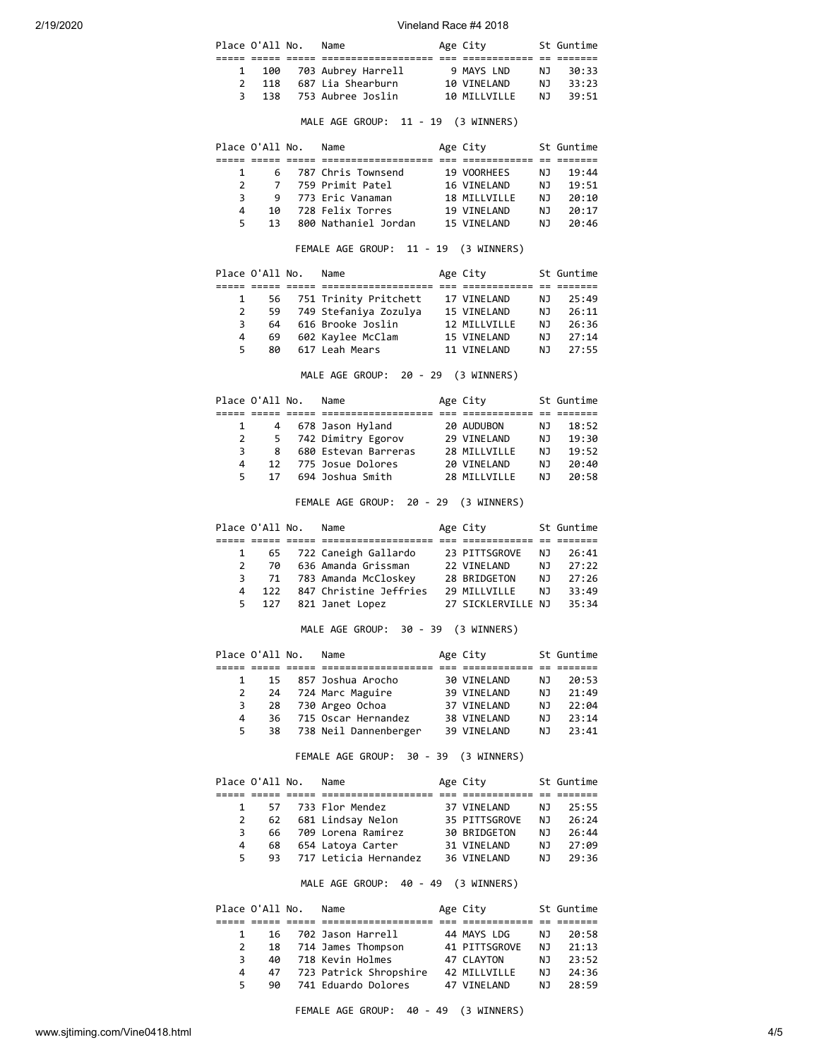| Place | O'All | No. | Name | Age | City | St | Guntime |
|---|---|---|---|---|---|---|---|
| 1 | 100 | 703 | Aubrey Harrell | 9 | MAYS LND | NJ | 30:33 |
| 2 | 118 | 687 | Lia Shearburn | 10 | VINELAND | NJ | 33:23 |
| 3 | 138 | 753 | Aubree Joslin | 10 | MILLVILLE | NJ | 39:51 |

MALE AGE GROUP: 11 - 19 (3 WINNERS)

| Place | O'All | No. | Name | Age | City | St | Guntime |
|---|---|---|---|---|---|---|---|
| 1 | 6 | 787 | Chris Townsend | 19 | VOORHEES | NJ | 19:44 |
| 2 | 7 | 759 | Primit Patel | 16 | VINELAND | NJ | 19:51 |
| 3 | 9 | 773 | Eric Vanaman | 18 | MILLVILLE | NJ | 20:10 |
| 4 | 10 | 728 | Felix Torres | 19 | VINELAND | NJ | 20:17 |
| 5 | 13 | 800 | Nathaniel Jordan | 15 | VINELAND | NJ | 20:46 |

FEMALE AGE GROUP: 11 - 19 (3 WINNERS)

| Place | O'All | No. | Name | Age | City | St | Guntime |
|---|---|---|---|---|---|---|---|
| 1 | 56 | 751 | Trinity Pritchett | 17 | VINELAND | NJ | 25:49 |
| 2 | 59 | 749 | Stefaniya Zozulya | 15 | VINELAND | NJ | 26:11 |
| 3 | 64 | 616 | Brooke Joslin | 12 | MILLVILLE | NJ | 26:36 |
| 4 | 69 | 602 | Kaylee McClam | 15 | VINELAND | NJ | 27:14 |
| 5 | 80 | 617 | Leah Mears | 11 | VINELAND | NJ | 27:55 |

MALE AGE GROUP: 20 - 29 (3 WINNERS)

| Place | O'All | No. | Name | Age | City | St | Guntime |
|---|---|---|---|---|---|---|---|
| 1 | 4 | 678 | Jason Hyland | 20 | AUDUBON | NJ | 18:52 |
| 2 | 5 | 742 | Dimitry Egorov | 29 | VINELAND | NJ | 19:30 |
| 3 | 8 | 680 | Estevan Barreras | 28 | MILLVILLE | NJ | 19:52 |
| 4 | 12 | 775 | Josue Dolores | 20 | VINELAND | NJ | 20:40 |
| 5 | 17 | 694 | Joshua Smith | 28 | MILLVILLE | NJ | 20:58 |

FEMALE AGE GROUP: 20 - 29 (3 WINNERS)

| Place | O'All | No. | Name | Age | City | St | Guntime |
|---|---|---|---|---|---|---|---|
| 1 | 65 | 722 | Caneigh Gallardo | 23 | PITTSGROVE | NJ | 26:41 |
| 2 | 70 | 636 | Amanda Grissman | 22 | VINELAND | NJ | 27:22 |
| 3 | 71 | 783 | Amanda McCloskey | 28 | BRIDGETON | NJ | 27:26 |
| 4 | 122 | 847 | Christine Jeffries | 29 | MILLVILLE | NJ | 33:49 |
| 5 | 127 | 821 | Janet Lopez | 27 | SICKLERVILLE | NJ | 35:34 |

MALE AGE GROUP: 30 - 39 (3 WINNERS)

| Place | O'All | No. | Name | Age | City | St | Guntime |
|---|---|---|---|---|---|---|---|
| 1 | 15 | 857 | Joshua Arocho | 30 | VINELAND | NJ | 20:53 |
| 2 | 24 | 724 | Marc Maguire | 39 | VINELAND | NJ | 21:49 |
| 3 | 28 | 730 | Argeo Ochoa | 37 | VINELAND | NJ | 22:04 |
| 4 | 36 | 715 | Oscar Hernandez | 38 | VINELAND | NJ | 23:14 |
| 5 | 38 | 738 | Neil Dannenberger | 39 | VINELAND | NJ | 23:41 |

FEMALE AGE GROUP: 30 - 39 (3 WINNERS)

| Place | O'All | No. | Name | Age | City | St | Guntime |
|---|---|---|---|---|---|---|---|
| 1 | 57 | 733 | Flor Mendez | 37 | VINELAND | NJ | 25:55 |
| 2 | 62 | 681 | Lindsay Nelon | 35 | PITTSGROVE | NJ | 26:24 |
| 3 | 66 | 709 | Lorena Ramirez | 30 | BRIDGETON | NJ | 26:44 |
| 4 | 68 | 654 | Latoya Carter | 31 | VINELAND | NJ | 27:09 |
| 5 | 93 | 717 | Leticia Hernandez | 36 | VINELAND | NJ | 29:36 |

MALE AGE GROUP: 40 - 49 (3 WINNERS)

| Place | O'All | No. | Name | Age | City | St | Guntime |
|---|---|---|---|---|---|---|---|
| 1 | 16 | 702 | Jason Harrell | 44 | MAYS LDG | NJ | 20:58 |
| 2 | 18 | 714 | James Thompson | 41 | PITTSGROVE | NJ | 21:13 |
| 3 | 40 | 718 | Kevin Holmes | 47 | CLAYTON | NJ | 23:52 |
| 4 | 47 | 723 | Patrick Shropshire | 42 | MILLVILLE | NJ | 24:36 |
| 5 | 90 | 741 | Eduardo Dolores | 47 | VINELAND | NJ | 28:59 |

FEMALE AGE GROUP: 40 - 49 (3 WINNERS)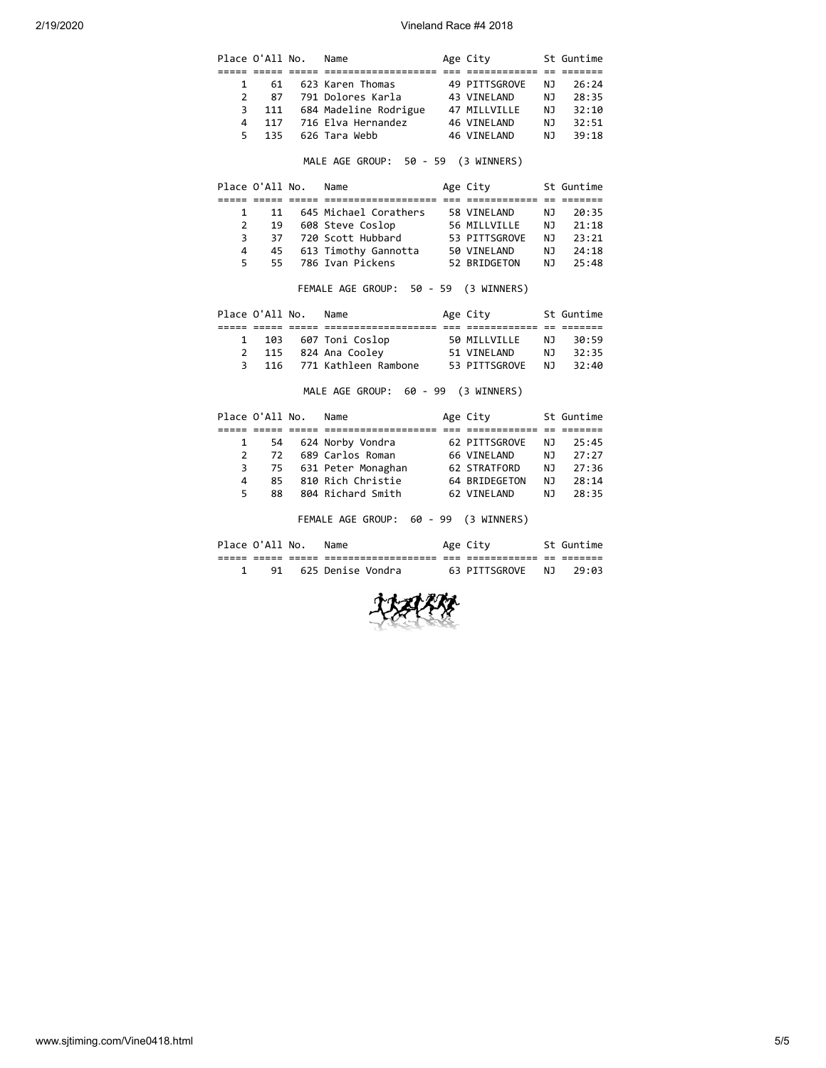| Place | O'All | No. | Name | Age | City | St | Guntime |
|---|---|---|---|---|---|---|---|
| 1 | 61 | 623 | Karen Thomas | 49 | PITTSGROVE | NJ | 26:24 |
| 2 | 87 | 791 | Dolores Karla | 43 | VINELAND | NJ | 28:35 |
| 3 | 111 | 684 | Madeline Rodrigue | 47 | MILLVILLE | NJ | 32:10 |
| 4 | 117 | 716 | Elva Hernandez | 46 | VINELAND | NJ | 32:51 |
| 5 | 135 | 626 | Tara Webb | 46 | VINELAND | NJ | 39:18 |

MALE AGE GROUP: 50 - 59 (3 WINNERS)

| Place | O'All | No. | Name | Age | City | St | Guntime |
|---|---|---|---|---|---|---|---|
| 1 | 11 | 645 | Michael Corathers | 58 | VINELAND | NJ | 20:35 |
| 2 | 19 | 608 | Steve Coslop | 56 | MILLVILLE | NJ | 21:18 |
| 3 | 37 | 720 | Scott Hubbard | 53 | PITTSGROVE | NJ | 23:21 |
| 4 | 45 | 613 | Timothy Gannotta | 50 | VINELAND | NJ | 24:18 |
| 5 | 55 | 786 | Ivan Pickens | 52 | BRIDGETON | NJ | 25:48 |

FEMALE AGE GROUP: 50 - 59 (3 WINNERS)

| Place | O'All | No. | Name | Age | City | St | Guntime |
|---|---|---|---|---|---|---|---|
| 1 | 103 | 607 | Toni Coslop | 50 | MILLVILLE | NJ | 30:59 |
| 2 | 115 | 824 | Ana Cooley | 51 | VINELAND | NJ | 32:35 |
| 3 | 116 | 771 | Kathleen Rambone | 53 | PITTSGROVE | NJ | 32:40 |

MALE AGE GROUP: 60 - 99 (3 WINNERS)

| Place | O'All | No. | Name | Age | City | St | Guntime |
|---|---|---|---|---|---|---|---|
| 1 | 54 | 624 | Norby Vondra | 62 | PITTSGROVE | NJ | 25:45 |
| 2 | 72 | 689 | Carlos Roman | 66 | VINELAND | NJ | 27:27 |
| 3 | 75 | 631 | Peter Monaghan | 62 | STRATFORD | NJ | 27:36 |
| 4 | 85 | 810 | Rich Christie | 64 | BRIDEGETON | NJ | 28:14 |
| 5 | 88 | 804 | Richard Smith | 62 | VINELAND | NJ | 28:35 |

FEMALE AGE GROUP: 60 - 99 (3 WINNERS)

| Place | O'All | No. | Name | Age | City | St | Guntime |
|---|---|---|---|---|---|---|---|
| 1 | 91 | 625 | Denise Vondra | 63 | PITTSGROVE | NJ | 29:03 |